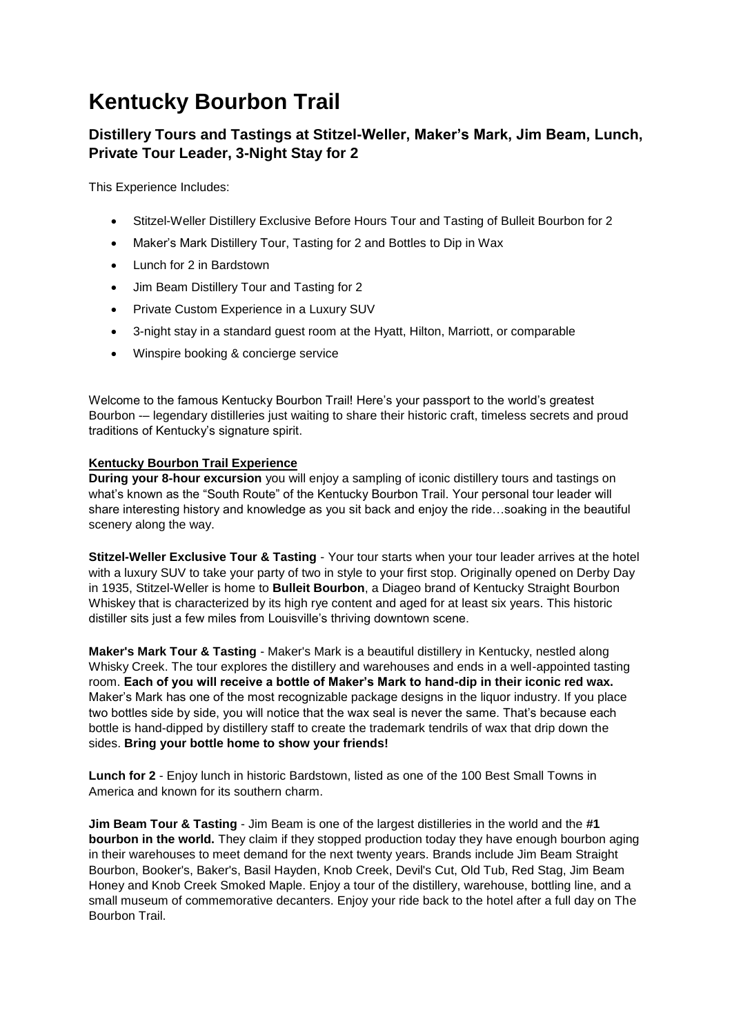# Kentucky Bourbon Trail

### Distillery Tours and Tastings at Stitzel-Weller, Maker's Mark, Jim Beam, Lunch, Private Tour Leader, 3-Night Stay for 2

This Experience Includes:

- Stitzel-Weller Distillery Exclusive Before Hours Tour and Tasting of Bulleit Bourbon for 2
- Maker's Mark Distillery Tour, Tasting for 2 and Bottles to Dip in Wax
- Lunch for 2 in Bardstown
- Jim Beam Distillery Tour and Tasting for 2
- Private Custom Experience in a Luxury SUV
- 3-night stay in a standard guest room at the Hyatt, Hilton, Marriott, or comparable
- Winspire booking & concierge service

Welcome to the famous Kentucky Bourbon Trail! Here's your passport to the world's greatest Bourbon -– legendary distilleries just waiting to share their historic craft, timeless secrets and proud traditions of Kentucky's signature spirit.

**Kentucky Bourbon Trail Experience**

**During your 8-hour excursion** you will enjoy a sampling of iconic distillery tours and tastings on what's known as the "South Route" of the Kentucky Bourbon Trail. Your personal tour leader will share interesting history and knowledge as you sit back and enjoy the ride…soaking in the beautiful scenery along the way.

**Stitzel-Weller Exclusive Tour & Tasting** - Your tour starts when your tour leader arrives at the hotel with a luxury SUV to take your party of two in style to your first stop. Originally opened on Derby Day in 1935, Stitzel-Weller is home to **Bulleit Bourbon**, a Diageo brand of Kentucky Straight Bourbon Whiskey that is characterized by its high rye content and aged for at least six years. This historic distiller sits just a few miles from Louisville's thriving downtown scene.

**Maker's Mark Tour & Tasting** - Maker's Mark is a beautiful distillery in Kentucky, nestled along Whisky Creek. The tour explores the distillery and warehouses and ends in a well-appointed tasting room. **Each of you will receive a bottle of Maker's Mark to hand-dip in their iconic red wax.** Maker's Mark has one of the most recognizable package designs in the liquor industry. If you place two bottles side by side, you will notice that the wax seal is never the same. That's because each bottle is hand-dipped by distillery staff to create the trademark tendrils of wax that drip down the sides. **Bring your bottle home to show your friends!**

**Lunch for 2** - Enjoy lunch in historic Bardstown, listed as one of the 100 Best Small Towns in America and known for its southern charm.

**Jim Beam Tour & Tasting** - Jim Beam is one of the largest distilleries in the world and the **#1 bourbon in the world.** They claim if they stopped production today they have enough bourbon aging in their warehouses to meet demand for the next twenty years. Brands include Jim Beam Straight Bourbon, Booker's, Baker's, Basil Hayden, Knob Creek, Devil's Cut, Old Tub, Red Stag, Jim Beam Honey and Knob Creek Smoked Maple. Enjoy a tour of the distillery, warehouse, bottling line, and a small museum of commemorative decanters. Enjoy your ride back to the hotel after a full day on The Bourbon Trail.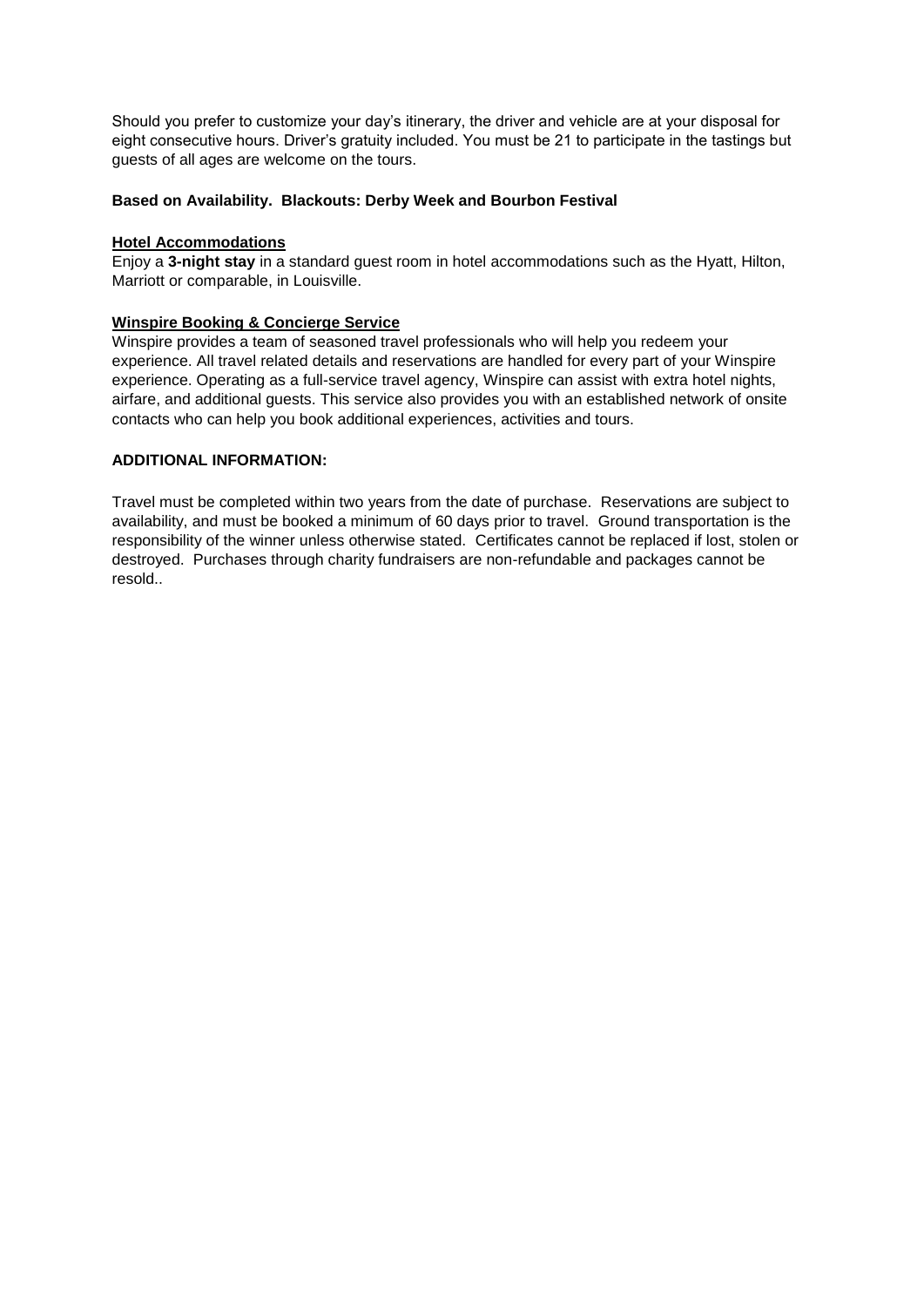Should you prefer to customize your day's itinerary, the driver and vehicle are at your disposal for eight consecutive hours. Driver's gratuity included. You must be 21 to participate in the tastings but guests of all ages are welcome on the tours.

**Based on Availability. Blackouts: Derby Week and Bourbon Festival**

**<u>Hotel Accommodations</u>**

Enjoy a **3-night stay** in a standard guest room in hotel accommodations such as the Hyatt, Hilton, Marriott or comparable, in Louisville.

**<u>Winspire Booking & Concierge Service</u>**

Winspire provides a team of seasoned travel professionals who will help you redeem your experience. All travel related details and reservations are handled for every part of your Winspire experience. Operating as a full-service travel agency, Winspire can assist with extra hotel nights, airfare, and additional guests. This service also provides you with an established network of onsite contacts who can help you book additional experiences, activities and tours.

**ADDITIONAL INFORMATION:**

Travel must be completed within two years from the date of purchase. Reservations are subject to availability, and must be booked a minimum of 60 days prior to travel. Ground transportation is the responsibility of the winner unless otherwise stated. Certificates cannot be replaced if lost, stolen or destroyed. Purchases through charity fundraisers are non-refundable and packages cannot be resold..